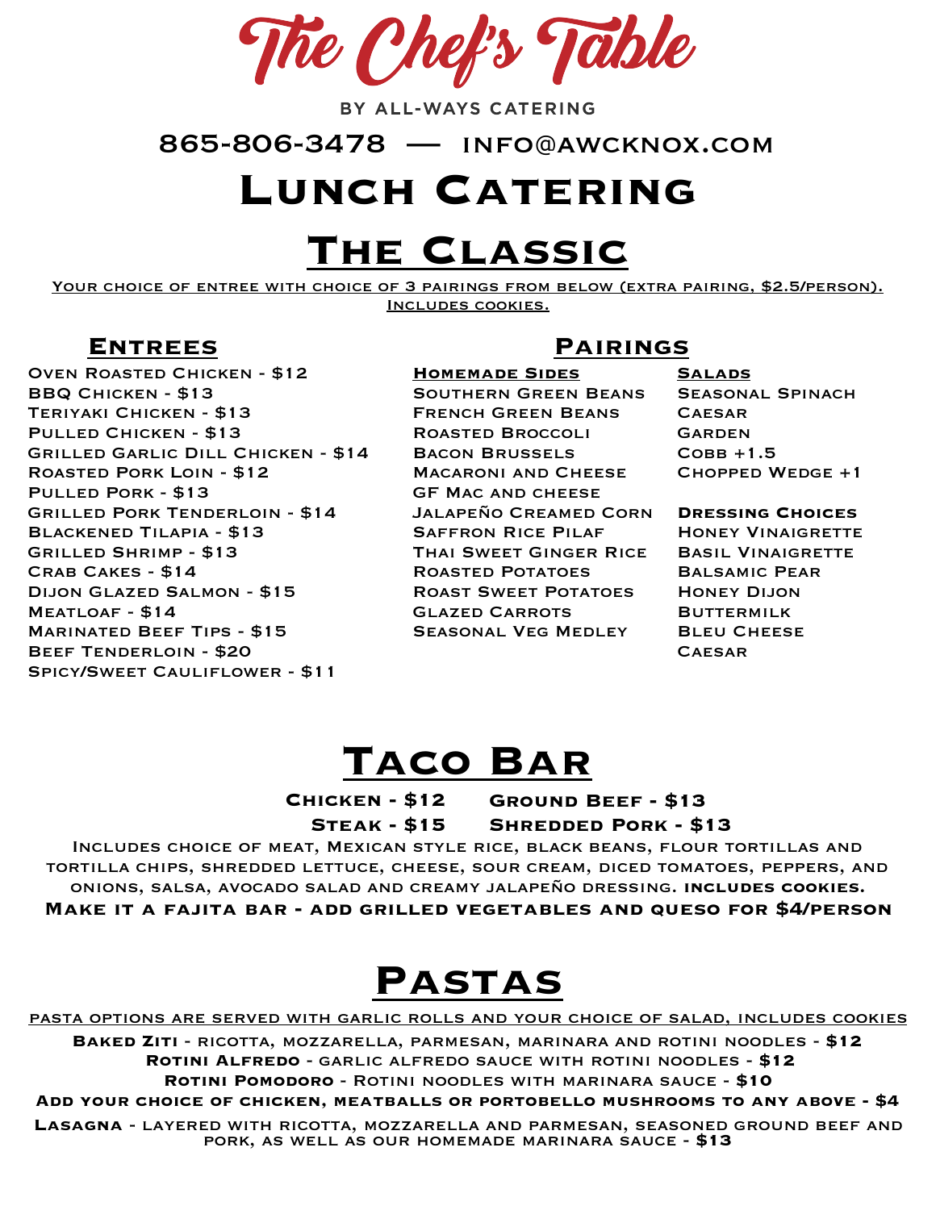# The Chef's Table

BY ALL-WAYS CATERING

865-806-3478 — INFO@AWCKNOX.COM

# Lunch Catering

## The Classic

Your choice of entree with choice of 3 pairings from below (extra pairing, $2.5/person). Includes cookies.

### Entrees

- Oven Roasted Chicken - $12
- BBQ Chicken - $13
- Teriyaki Chicken - $13
- Pulled Chicken - $13
- Grilled Garlic Dill Chicken - $14
- Roasted Pork Loin - $12
- Pulled Pork - $13
- Grilled Pork Tenderloin - $14
- Blackened Tilapia - $13
- Grilled Shrimp - $13
- Crab Cakes - $14
- Dijon Glazed Salmon - $15
- Meatloaf - $14
- Marinated Beef Tips - $15
- Beef Tenderloin - $20
- Spicy/Sweet Cauliflower - $11

### Pairings

**Homemade Sides**

- Southern Green Beans
- French Green Beans
- Roasted Broccoli
- Bacon Brussels
- Macaroni and Cheese
- GF Mac and cheese
- Jalapeño Creamed Corn
- Saffron Rice Pilaf
- Thai Sweet Ginger Rice
- Roasted Potatoes
- Roast Sweet Potatoes
- Glazed Carrots
- Seasonal Veg Medley

**Salads**

- Seasonal Spinach
- Caesar
- Garden
- Cobb +1.5
- Chopped Wedge +1

**Dressing Choices**

- Honey Vinaigrette
- Basil Vinaigrette
- Balsamic Pear
- Honey Dijon
- Buttermilk
- Bleu Cheese
- Caesar

## Taco Bar

**Chicken - $12** **Ground Beef - $13**

**Steak - $15** **Shredded Pork - $13**

Includes choice of meat, Mexican style rice, black beans, flour tortillas and tortilla chips, shredded lettuce, cheese, sour cream, diced tomatoes, peppers, and onions, salsa, avocado salad and creamy jalapeño dressing. **includes cookies.**

**Make it a fajita bar - add grilled vegetables and queso for $4/person**

## Pastas

pasta options are served with garlic rolls and your choice of salad, includes cookies

**Baked Ziti** - ricotta, mozzarella, parmesan, marinara and rotini noodles - **$12**

**Rotini Alfredo** - garlic alfredo sauce with rotini noodles - **$12**

**Rotini Pomodoro** - Rotini noodles with marinara sauce - **$10**

**Add your choice of chicken, meatballs or portobello mushrooms to any above - $4**

**Lasagna** - layered with ricotta, mozzarella and parmesan, seasoned ground beef and pork, as well as our homemade marinara sauce - **$13**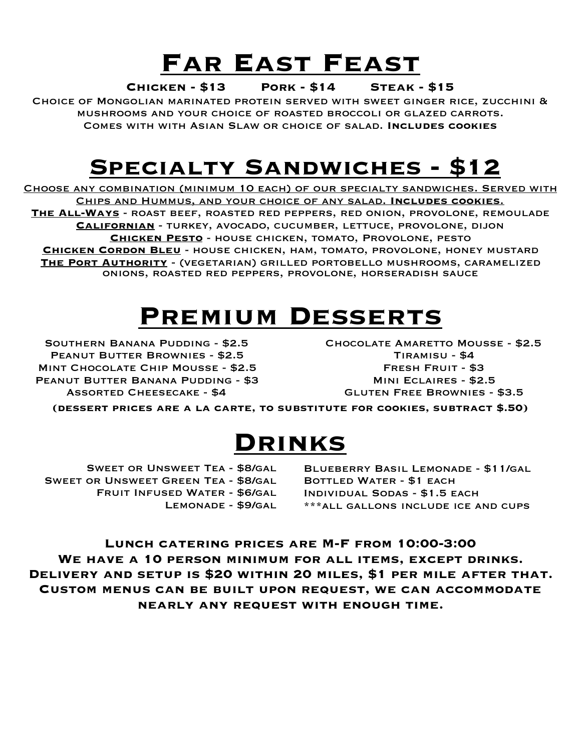# Far East Feast

**Chicken - $13 Pork - $14 Steak - $15**

Choice of Mongolian marinated protein served with sweet ginger rice, zucchini & mushrooms and your choice of roasted broccoli or glazed carrots.
Comes with with Asian Slaw or choice of salad. **Includes cookies**

# Specialty Sandwiches - $12

Choose any combination (minimum 10 each) of our specialty sandwiches. Served with Chips and Hummus, and your choice of any salad. **Includes cookies.**

**The All-Ways** - roast beef, roasted red peppers, red onion, provolone, remoulade
**Californian** - turkey, avocado, cucumber, lettuce, provolone, dijon
**Chicken Pesto** - house chicken, tomato, Provolone, pesto
**Chicken Cordon Bleu** - house chicken, ham, tomato, provolone, honey mustard
**The Port Authority** - (vegetarian) grilled portobello mushrooms, caramelized onions, roasted red peppers, provolone, horseradish sauce

# Premium Desserts

Southern Banana Pudding - $2.5
Peanut Butter Brownies - $2.5
Mint Chocolate Chip Mousse - $2.5
Peanut Butter Banana Pudding - $3
Assorted Cheesecake - $4
Chocolate Amaretto Mousse - $2.5
Tiramisu - $4
Fresh Fruit - $3
Mini Eclaires - $2.5
Gluten Free Brownies - $3.5

**(dessert prices are a la carte, to substitute for cookies, subtract $.50)**

# Drinks

Sweet or Unsweet Tea - $8/gal
Sweet or Unsweet Green Tea - $8/gal
Fruit Infused Water - $6/gal
Lemonade - $9/gal
Blueberry Basil Lemonade - $11/gal
Bottled Water - $1 each
Individual Sodas - $1.5 each
***all gallons include ice and cups

**Lunch catering prices are M-F from 10:00-3:00**
**We have a 10 person minimum for all items, except drinks.**
**Delivery and setup is $20 within 20 miles, $1 per mile after that.**
**Custom menus can be built upon request, we can accommodate nearly any request with enough time.**